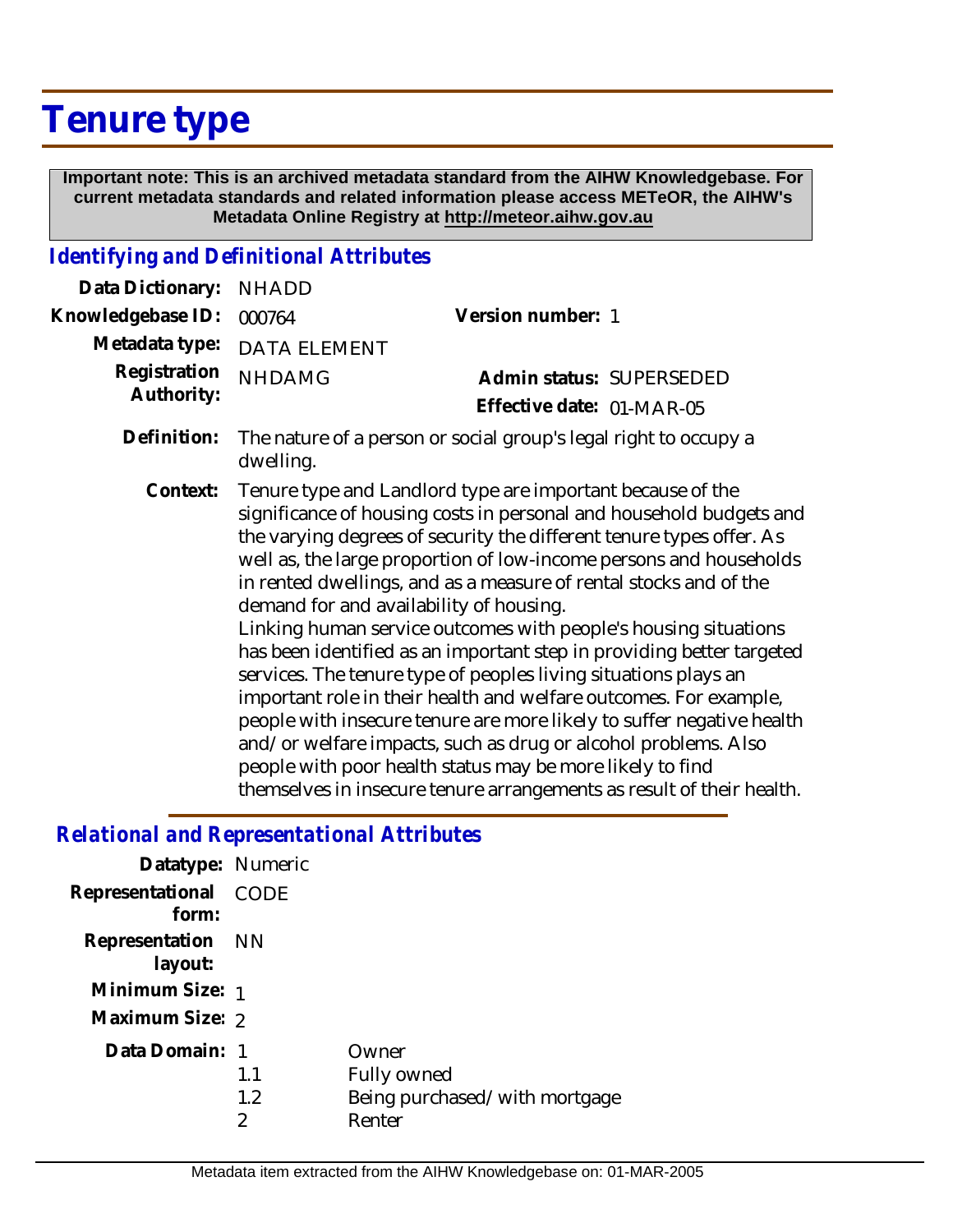# Tenure type

**Important note: This is an archived metadata standard from the AIHW Knowledgebase. For current metadata standards and related information please access METeOR, the AIHW's Metadata Online Registry at http://meteor.aihw.gov.au**

## *Identifying and Definitional Attributes*

**Data Dictionary:** NHADD

**Knowledgebase ID:** 000764

**Version number:** 1

**Metadata type:** DATA ELEMENT

**Registration Authority:** NHDAMG

**Admin status:** SUPERSEDED

**Effective date:** 01-MAR-05

**Definition:** The nature of a person or social group's legal right to occupy a dwelling.

**Context:** Tenure type and Landlord type are important because of the significance of housing costs in personal and household budgets and the varying degrees of security the different tenure types offer. As well as, the large proportion of low-income persons and households in rented dwellings, and as a measure of rental stocks and of the demand for and availability of housing.
Linking human service outcomes with people's housing situations has been identified as an important step in providing better targeted services. The tenure type of peoples living situations plays an important role in their health and welfare outcomes. For example, people with insecure tenure are more likely to suffer negative health and/or welfare impacts, such as drug or alcohol problems. Also people with poor health status may be more likely to find themselves in insecure tenure arrangements as result of their health.

## *Relational and Representational Attributes*

**Datatype:** Numeric

**Representational form:** CODE

**Representation layout:** NN

**Minimum Size:** 1

**Maximum Size:** 2

**Data Domain:**

| | |
|---|---|
| 1 | Owner |
| 1.1 | Fully owned |
| 1.2 | Being purchased/with mortgage |
| 2 | Renter |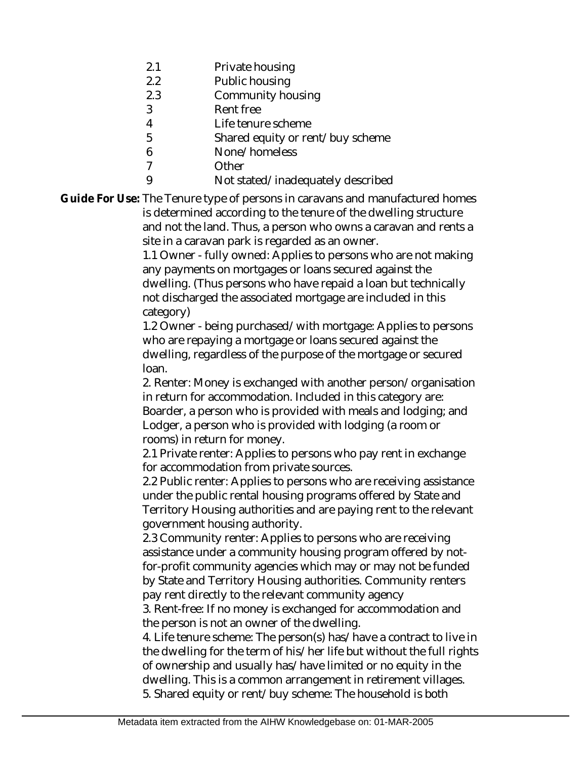| | |
|---|---|
| 2.1 | Private housing |
| 2.2 | Public housing |
| 2.3 | Community housing |
| 3 | Rent free |
| 4 | Life tenure scheme |
| 5 | Shared equity or rent/buy scheme |
| 6 | None/homeless |
| 7 | Other |
| 9 | Not stated/inadequately described |

**Guide For Use:** The Tenure type of persons in caravans and manufactured homes is determined according to the tenure of the dwelling structure and not the land. Thus, a person who owns a caravan and rents a site in a caravan park is regarded as an owner.

1.1 Owner - fully owned: Applies to persons who are not making any payments on mortgages or loans secured against the dwelling. (Thus persons who have repaid a loan but technically not discharged the associated mortgage are included in this category)

1.2 Owner - being purchased/with mortgage: Applies to persons who are repaying a mortgage or loans secured against the dwelling, regardless of the purpose of the mortgage or secured loan.

2. Renter: Money is exchanged with another person/organisation in return for accommodation. Included in this category are: Boarder, a person who is provided with meals and lodging; and Lodger, a person who is provided with lodging (a room or rooms) in return for money.

2.1 Private renter: Applies to persons who pay rent in exchange for accommodation from private sources.

2.2 Public renter: Applies to persons who are receiving assistance under the public rental housing programs offered by State and Territory Housing authorities and are paying rent to the relevant government housing authority.

2.3 Community renter: Applies to persons who are receiving assistance under a community housing program offered by not-for-profit community agencies which may or may not be funded by State and Territory Housing authorities. Community renters pay rent directly to the relevant community agency

3. Rent-free: If no money is exchanged for accommodation and the person is not an owner of the dwelling.

4. Life tenure scheme: The person(s) has/have a contract to live in the dwelling for the term of his/her life but without the full rights of ownership and usually has/have limited or no equity in the dwelling. This is a common arrangement in retirement villages.

5. Shared equity or rent/buy scheme: The household is both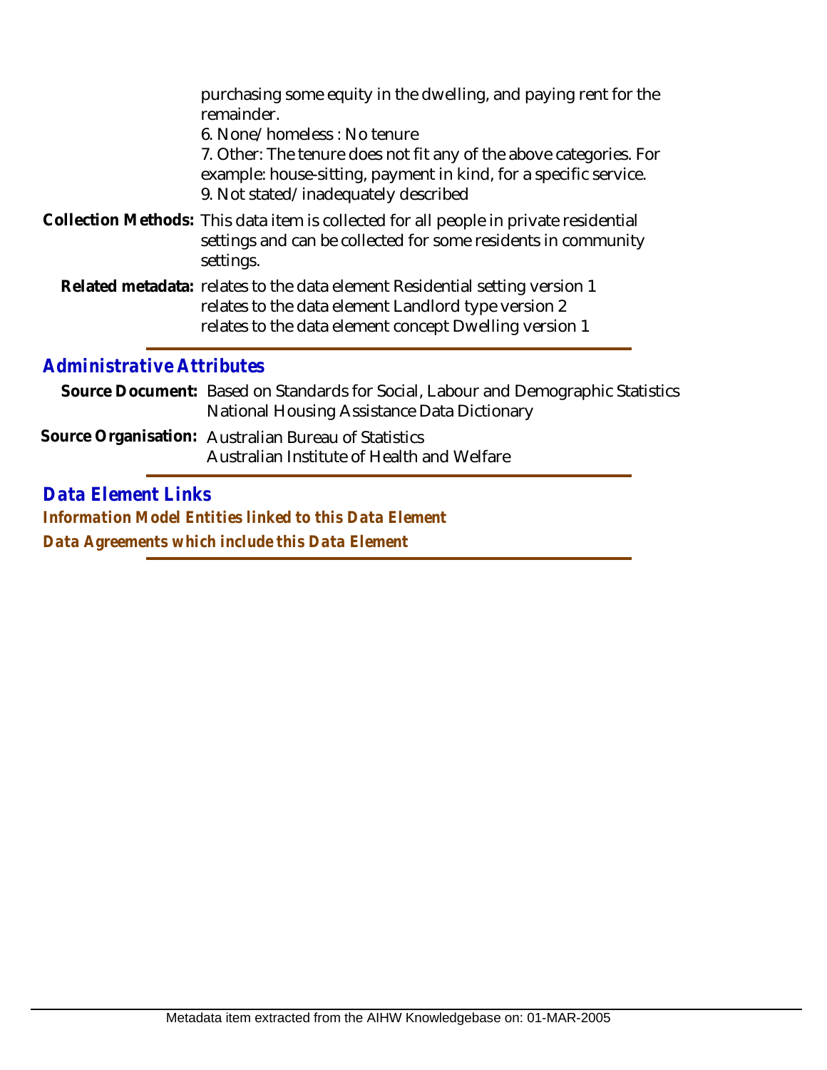purchasing some equity in the dwelling, and paying rent for the remainder.
6. None/homeless : No tenure
7. Other: The tenure does not fit any of the above categories. For example: house-sitting, payment in kind, for a specific service.
9. Not stated/inadequately described

**Collection Methods:** This data item is collected for all people in private residential settings and can be collected for some residents in community settings.

**Related metadata:** relates to the data element Residential setting version 1
relates to the data element Landlord type version 2
relates to the data element concept Dwelling version 1

## Administrative Attributes

**Source Document:** Based on Standards for Social, Labour and Demographic Statistics
National Housing Assistance Data Dictionary

**Source Organisation:** Australian Bureau of Statistics
Australian Institute of Health and Welfare

## Data Element Links

***Information Model Entities linked to this Data Element***

***Data Agreements which include this Data Element***

Metadata item extracted from the AIHW Knowledgebase on: 01-MAR-2005